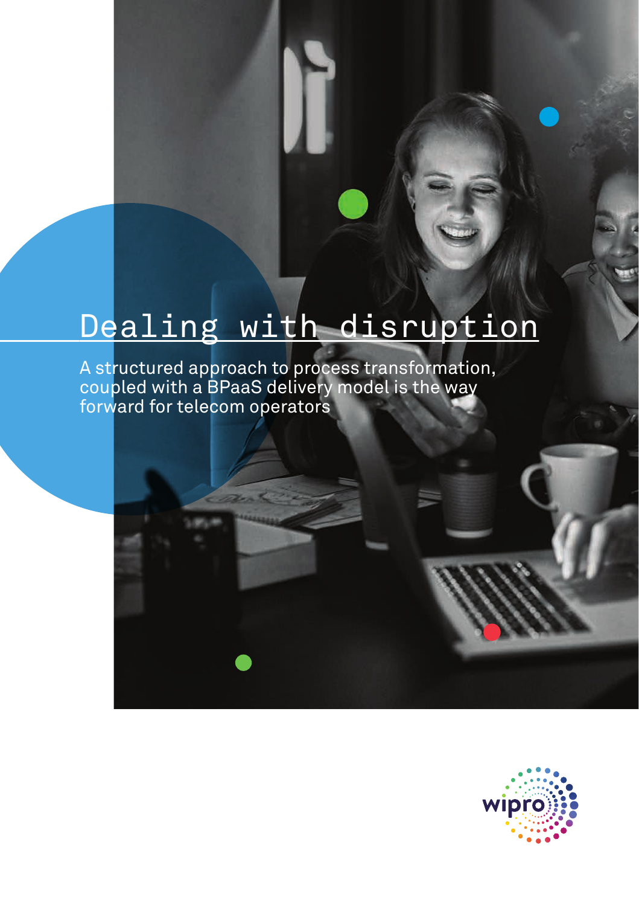# Dealing with disruption

A structured approach to process transformation, coupled with a BPaaS delivery model is the way forward for telecom operators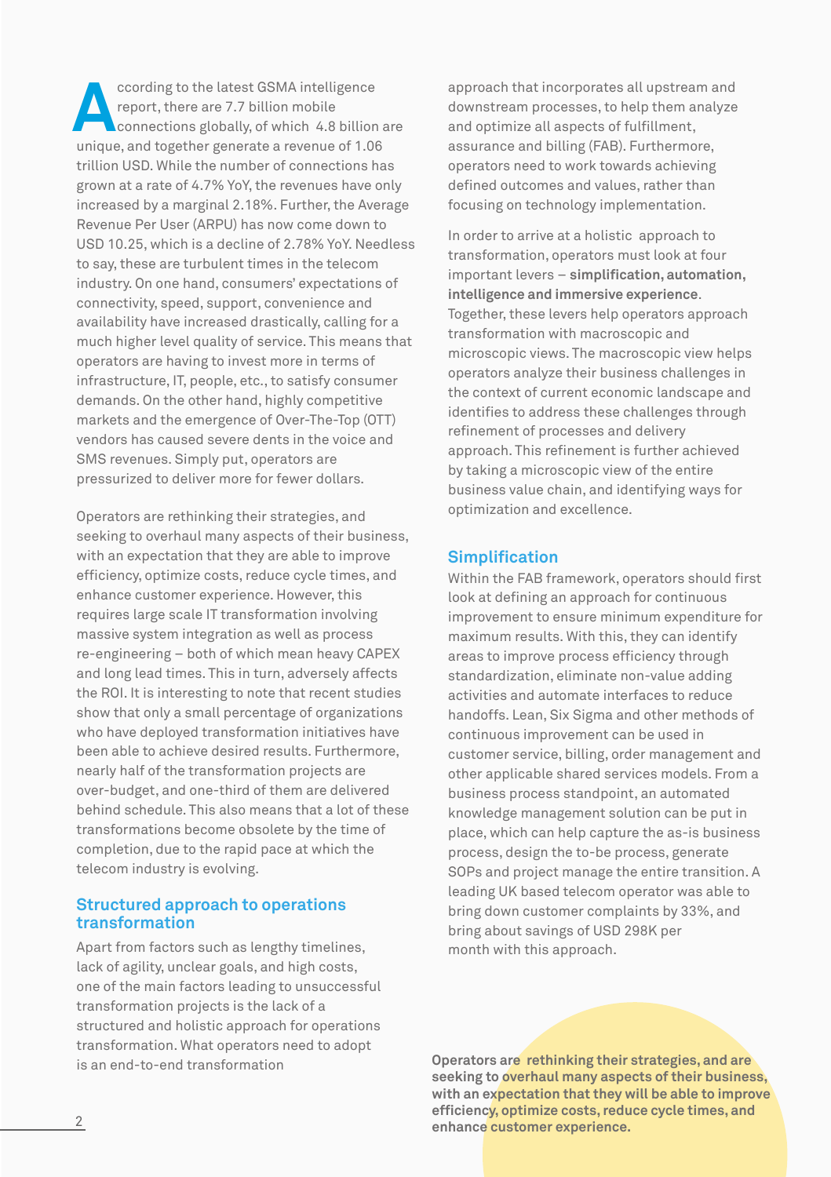According to the latest GSMA intelligence report, there are 7.7 billion mobile connections globally, of which 4.8 billion are unique, and together generate a revenue of 1.06 trillion USD. While the number of connections has grown at a rate of 4.7% YoY, the revenues have only increased by a marginal 2.18%. Further, the Average Revenue Per User (ARPU) has now come down to USD 10.25, which is a decline of 2.78% YoY. Needless to say, these are turbulent times in the telecom industry. On one hand, consumers' expectations of connectivity, speed, support, convenience and availability have increased drastically, calling for a much higher level quality of service. This means that operators are having to invest more in terms of infrastructure, IT, people, etc., to satisfy consumer demands. On the other hand, highly competitive markets and the emergence of Over-The-Top (OTT) vendors has caused severe dents in the voice and SMS revenues. Simply put, operators are pressurized to deliver more for fewer dollars.

Operators are rethinking their strategies, and seeking to overhaul many aspects of their business, with an expectation that they are able to improve efficiency, optimize costs, reduce cycle times, and enhance customer experience. However, this requires large scale IT transformation involving massive system integration as well as process re-engineering – both of which mean heavy CAPEX and long lead times. This in turn, adversely affects the ROI. It is interesting to note that recent studies show that only a small percentage of organizations who have deployed transformation initiatives have been able to achieve desired results. Furthermore, nearly half of the transformation projects are over-budget, and one-third of them are delivered behind schedule. This also means that a lot of these transformations become obsolete by the time of completion, due to the rapid pace at which the telecom industry is evolving.

## Structured approach to operations transformation

Apart from factors such as lengthy timelines, lack of agility, unclear goals, and high costs, one of the main factors leading to unsuccessful transformation projects is the lack of a structured and holistic approach for operations transformation. What operators need to adopt is an end-to-end transformation approach that incorporates all upstream and downstream processes, to help them analyze and optimize all aspects of fulfillment, assurance and billing (FAB). Furthermore, operators need to work towards achieving defined outcomes and values, rather than focusing on technology implementation.

In order to arrive at a holistic approach to transformation, operators must look at four important levers – **simplification, automation, intelligence and immersive experience**. Together, these levers help operators approach transformation with macroscopic and microscopic views. The macroscopic view helps operators analyze their business challenges in the context of current economic landscape and identifies to address these challenges through refinement of processes and delivery approach. This refinement is further achieved by taking a microscopic view of the entire business value chain, and identifying ways for optimization and excellence.

## Simplification

Within the FAB framework, operators should first look at defining an approach for continuous improvement to ensure minimum expenditure for maximum results. With this, they can identify areas to improve process efficiency through standardization, eliminate non-value adding activities and automate interfaces to reduce handoffs. Lean, Six Sigma and other methods of continuous improvement can be used in customer service, billing, order management and other applicable shared services models. From a business process standpoint, an automated knowledge management solution can be put in place, which can help capture the as-is business process, design the to-be process, generate SOPs and project manage the entire transition. A leading UK based telecom operator was able to bring down customer complaints by 33%, and bring about savings of USD 298K per month with this approach.

**Operators are rethinking their strategies, and are seeking to overhaul many aspects of their business, with an expectation that they will be able to improve efficiency, optimize costs, reduce cycle times, and enhance customer experience.**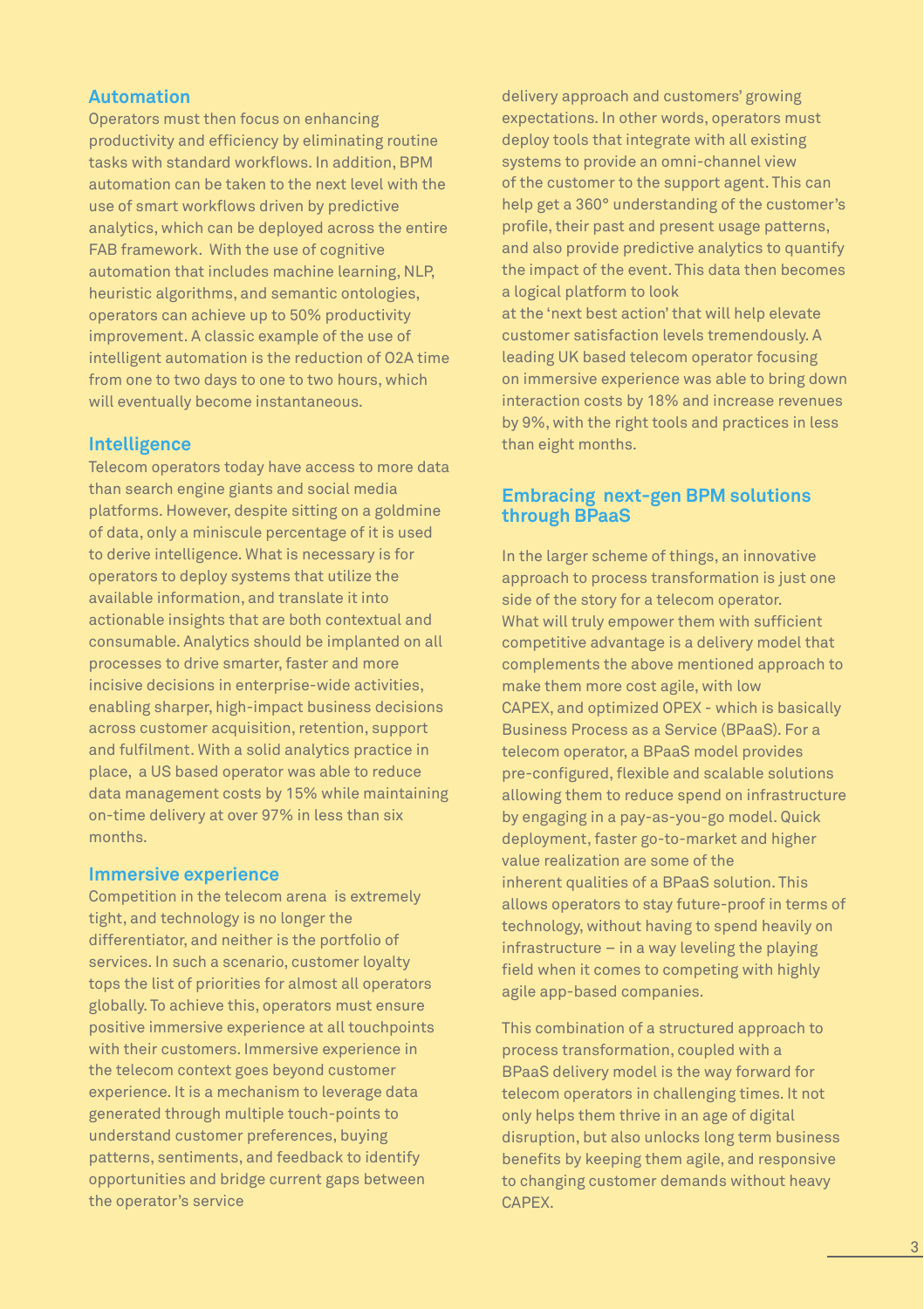### Automation

Operators must then focus on enhancing productivity and efficiency by eliminating routine tasks with standard workflows. In addition, BPM automation can be taken to the next level with the use of smart workflows driven by predictive analytics, which can be deployed across the entire FAB framework. With the use of cognitive automation that includes machine learning, NLP, heuristic algorithms, and semantic ontologies, operators can achieve up to 50% productivity improvement. A classic example of the use of intelligent automation is the reduction of O2A time from one to two days to one to two hours, which will eventually become instantaneous.

### Intelligence

Telecom operators today have access to more data than search engine giants and social media platforms. However, despite sitting on a goldmine of data, only a miniscule percentage of it is used to derive intelligence. What is necessary is for operators to deploy systems that utilize the available information, and translate it into actionable insights that are both contextual and consumable. Analytics should be implanted on all processes to drive smarter, faster and more incisive decisions in enterprise-wide activities, enabling sharper, high-impact business decisions across customer acquisition, retention, support and fulfilment. With a solid analytics practice in place, a US based operator was able to reduce data management costs by 15% while maintaining on-time delivery at over 97% in less than six months.

### Immersive experience

Competition in the telecom arena is extremely tight, and technology is no longer the differentiator, and neither is the portfolio of services. In such a scenario, customer loyalty tops the list of priorities for almost all operators globally. To achieve this, operators must ensure positive immersive experience at all touchpoints with their customers. Immersive experience in the telecom context goes beyond customer experience. It is a mechanism to leverage data generated through multiple touch-points to understand customer preferences, buying patterns, sentiments, and feedback to identify opportunities and bridge current gaps between the operator's service delivery approach and customers' growing expectations. In other words, operators must deploy tools that integrate with all existing systems to provide an omni-channel view of the customer to the support agent. This can help get a 360° understanding of the customer's profile, their past and present usage patterns, and also provide predictive analytics to quantify the impact of the event. This data then becomes a logical platform to look at the 'next best action' that will help elevate customer satisfaction levels tremendously. A leading UK based telecom operator focusing on immersive experience was able to bring down interaction costs by 18% and increase revenues by 9%, with the right tools and practices in less than eight months.

## Embracing next-gen BPM solutions through BPaaS

In the larger scheme of things, an innovative approach to process transformation is just one side of the story for a telecom operator. What will truly empower them with sufficient competitive advantage is a delivery model that complements the above mentioned approach to make them more cost agile, with low CAPEX, and optimized OPEX - which is basically Business Process as a Service (BPaaS). For a telecom operator, a BPaaS model provides pre-configured, flexible and scalable solutions allowing them to reduce spend on infrastructure by engaging in a pay-as-you-go model. Quick deployment, faster go-to-market and higher value realization are some of the inherent qualities of a BPaaS solution. This allows operators to stay future-proof in terms of technology, without having to spend heavily on infrastructure – in a way leveling the playing field when it comes to competing with highly agile app-based companies.

This combination of a structured approach to process transformation, coupled with a BPaaS delivery model is the way forward for telecom operators in challenging times. It not only helps them thrive in an age of digital disruption, but also unlocks long term business benefits by keeping them agile, and responsive to changing customer demands without heavy CAPEX.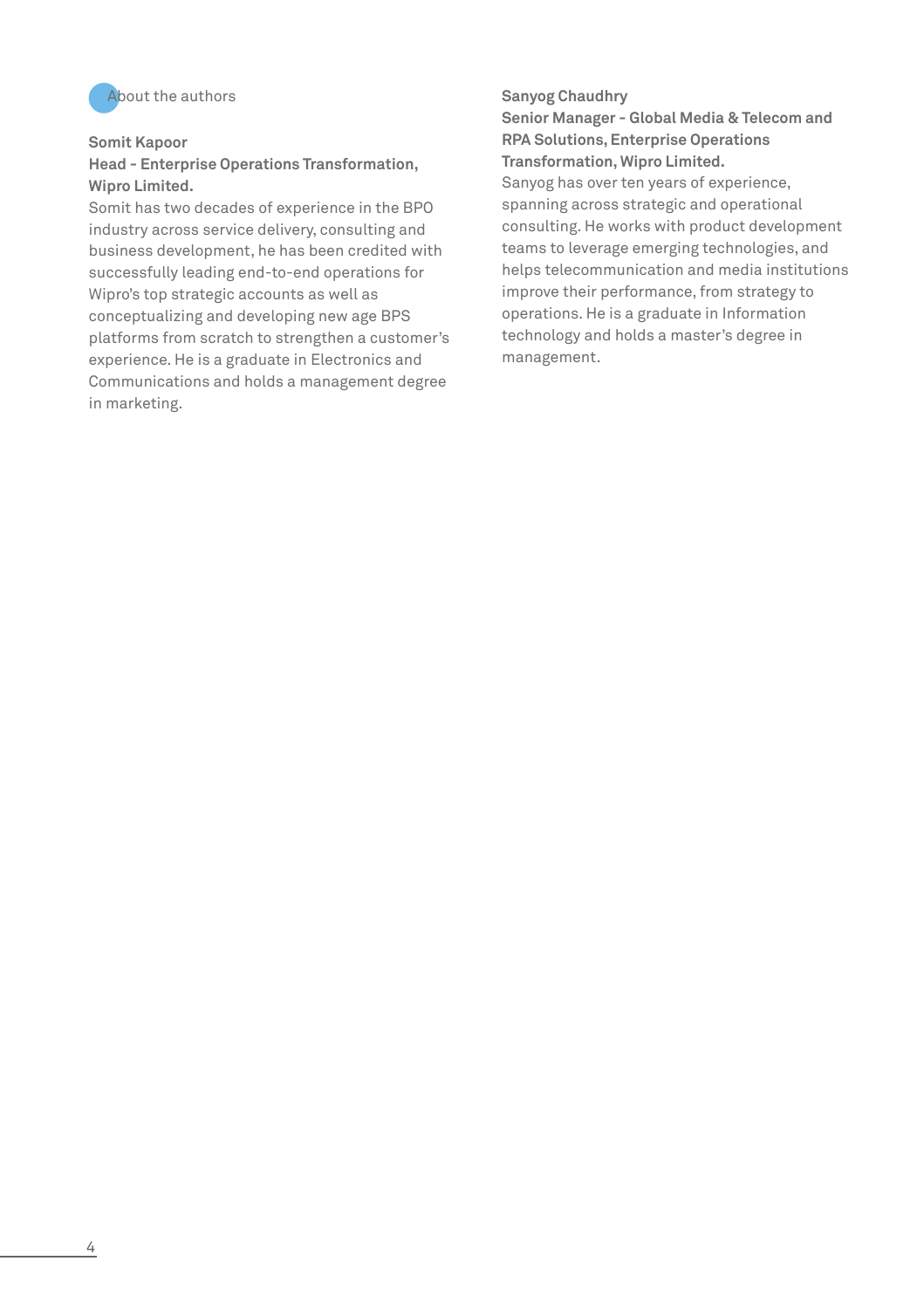## About the authors

**Somit Kapoor**
**Head - Enterprise Operations Transformation, Wipro Limited.**

Somit has two decades of experience in the BPO industry across service delivery, consulting and business development, he has been credited with successfully leading end-to-end operations for Wipro's top strategic accounts as well as conceptualizing and developing new age BPS platforms from scratch to strengthen a customer's experience. He is a graduate in Electronics and Communications and holds a management degree in marketing.

**Sanyog Chaudhry**
**Senior Manager - Global Media & Telecom and RPA Solutions, Enterprise Operations Transformation, Wipro Limited.**

Sanyog has over ten years of experience, spanning across strategic and operational consulting. He works with product development teams to leverage emerging technologies, and helps telecommunication and media institutions improve their performance, from strategy to operations. He is a graduate in Information technology and holds a master's degree in management.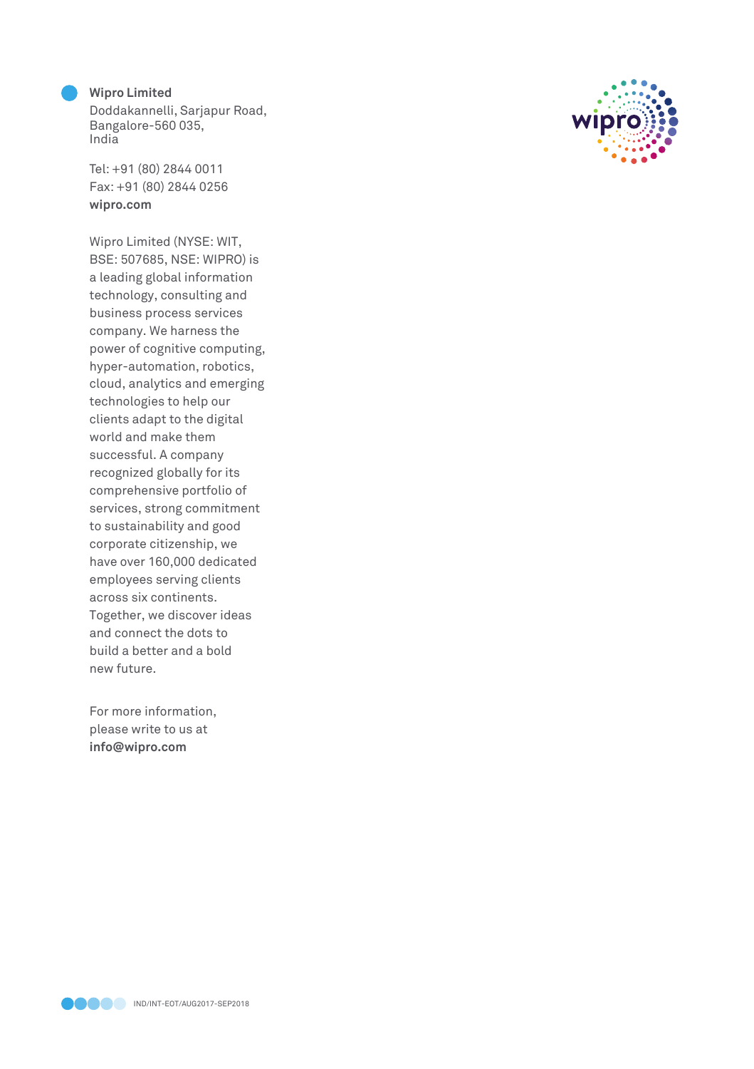**Wipro Limited**
Doddakannelli, Sarjapur Road,
Bangalore-560 035,
India

Tel: +91 (80) 2844 0011
Fax: +91 (80) 2844 0256
**wipro.com**

Wipro Limited (NYSE: WIT, BSE: 507685, NSE: WIPRO) is a leading global information technology, consulting and business process services company. We harness the power of cognitive computing, hyper-automation, robotics, cloud, analytics and emerging technologies to help our clients adapt to the digital world and make them successful. A company recognized globally for its comprehensive portfolio of services, strong commitment to sustainability and good corporate citizenship, we have over 160,000 dedicated employees serving clients across six continents. Together, we discover ideas and connect the dots to build a better and a bold new future.

For more information, please write to us at **info@wipro.com**

IND/INT-EOT/AUG2017-SEP2018